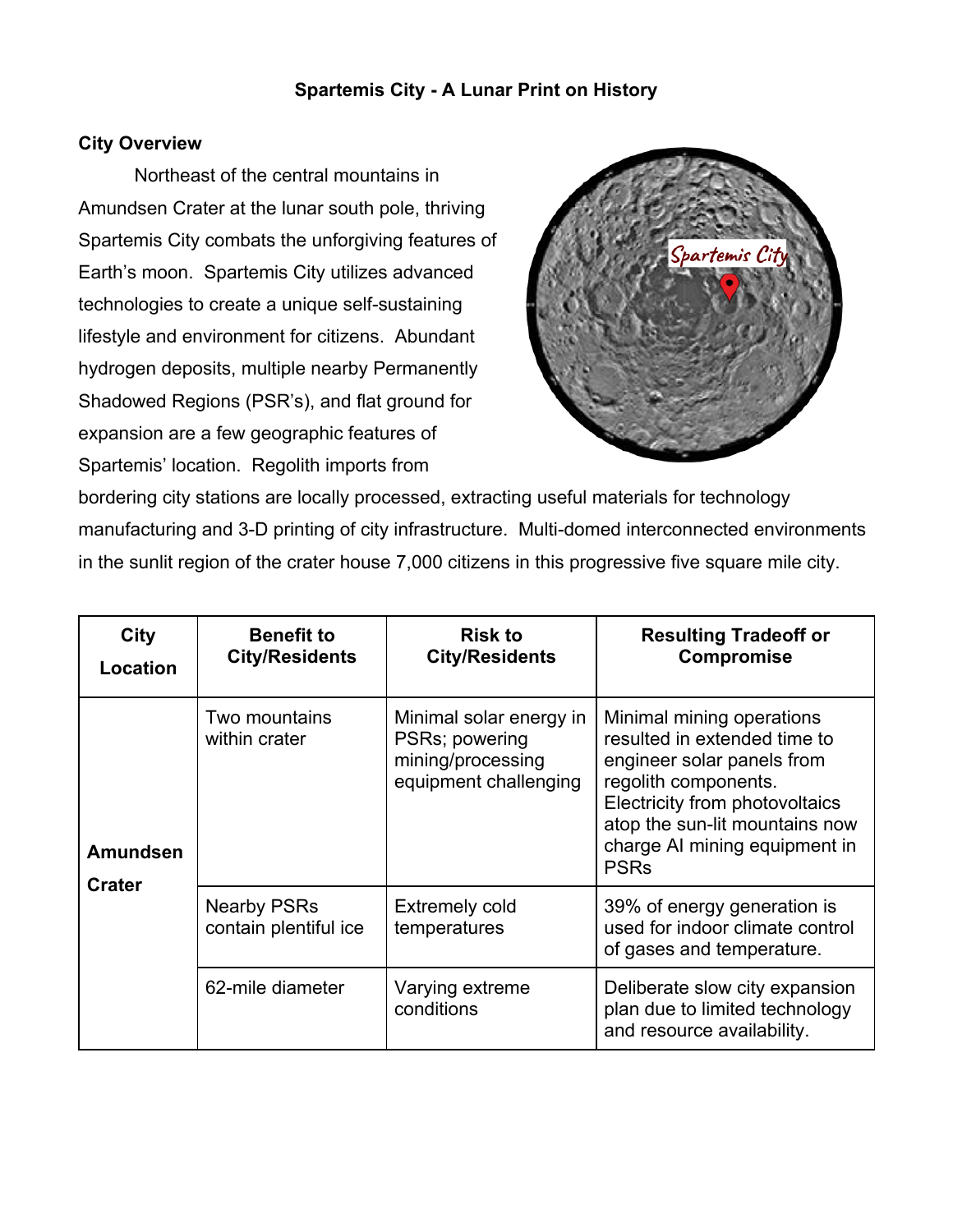# Spartemis City - A Lunar Print on History

## City Overview

Northeast of the central mountains in Amundsen Crater at the lunar south pole, thriving Spartemis City combats the unforgiving features of Earth's moon. Spartemis City utilizes advanced technologies to create a unique self-sustaining lifestyle and environment for citizens. Abundant hydrogen deposits, multiple nearby Permanently Shadowed Regions (PSR's), and flat ground for expansion are a few geographic features of Spartemis' location. Regolith imports from bordering city stations are locally processed, extracting useful materials for technology manufacturing and 3-D printing of city infrastructure. Multi-domed interconnected environments in the sunlit region of the crater house 7,000 citizens in this progressive five square mile city.

| City Location | Benefit to City/Residents | Risk to City/Residents | Resulting Tradeoff or Compromise |
|---|---|---|---|
| **Amundsen Crater** | Two mountains within crater | Minimal solar energy in PSRs; powering mining/processing equipment challenging | Minimal mining operations resulted in extended time to engineer solar panels from regolith components. Electricity from photovoltaics atop the sun-lit mountains now charge AI mining equipment in PSRs |
| | Nearby PSRs contain plentiful ice | Extremely cold temperatures | 39% of energy generation is used for indoor climate control of gases and temperature. |
| | 62-mile diameter | Varying extreme conditions | Deliberate slow city expansion plan due to limited technology and resource availability. |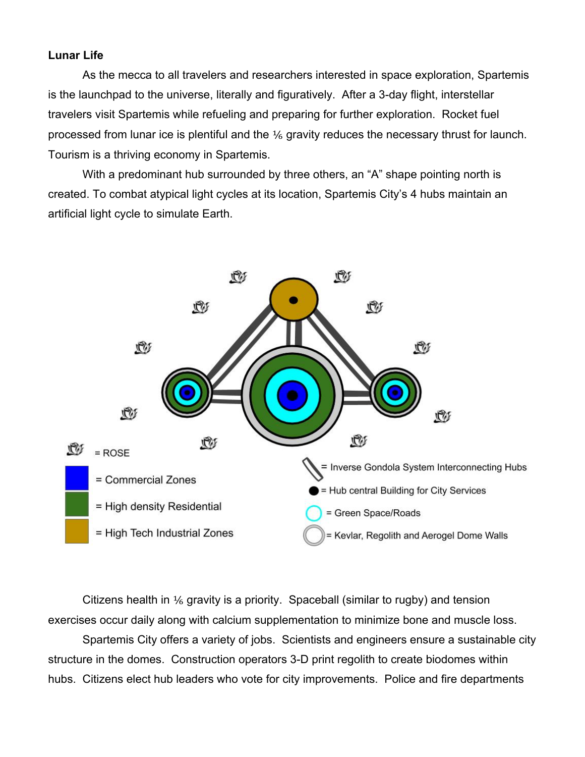**Lunar Life**

As the mecca to all travelers and researchers interested in space exploration, Spartemis is the launchpad to the universe, literally and figuratively. After a 3-day flight, interstellar travelers visit Spartemis while refueling and preparing for further exploration. Rocket fuel processed from lunar ice is plentiful and the ⅙ gravity reduces the necessary thrust for launch. Tourism is a thriving economy in Spartemis.

With a predominant hub surrounded by three others, an "A" shape pointing north is created. To combat atypical light cycles at its location, Spartemis City's 4 hubs maintain an artificial light cycle to simulate Earth.

= ROSE

= Commercial Zones

= High density Residential

= High Tech Industrial Zones

= Inverse Gondola System Interconnecting Hubs

= Hub central Building for City Services

= Green Space/Roads

= Kevlar, Regolith and Aerogel Dome Walls

Citizens health in ⅙ gravity is a priority. Spaceball (similar to rugby) and tension exercises occur daily along with calcium supplementation to minimize bone and muscle loss.

Spartemis City offers a variety of jobs. Scientists and engineers ensure a sustainable city structure in the domes. Construction operators 3-D print regolith to create biodomes within hubs. Citizens elect hub leaders who vote for city improvements. Police and fire departments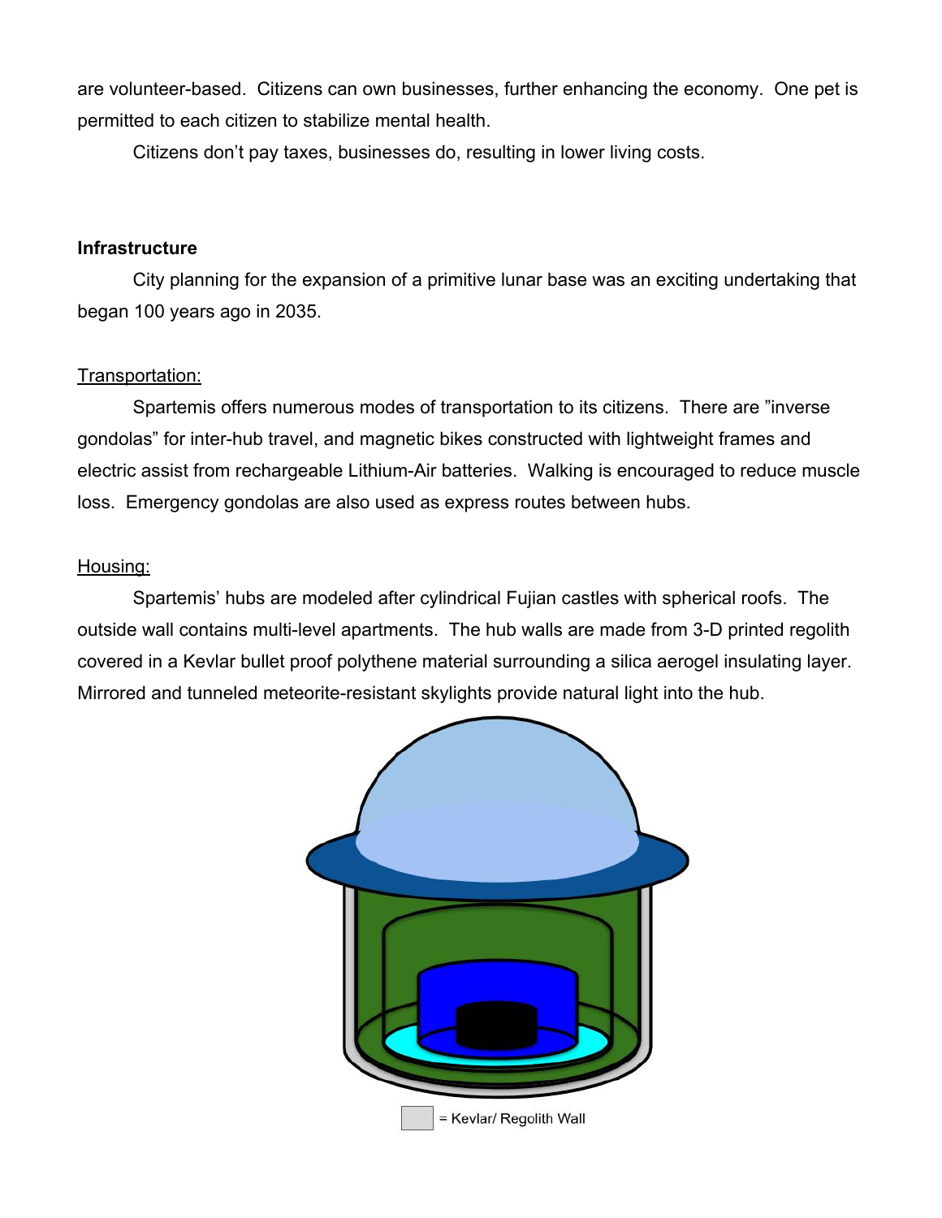are volunteer-based. Citizens can own businesses, further enhancing the economy. One pet is permitted to each citizen to stabilize mental health.

Citizens don't pay taxes, businesses do, resulting in lower living costs.

**Infrastructure**

City planning for the expansion of a primitive lunar base was an exciting undertaking that began 100 years ago in 2035.

Transportation:

Spartemis offers numerous modes of transportation to its citizens. There are "inverse gondolas" for inter-hub travel, and magnetic bikes constructed with lightweight frames and electric assist from rechargeable Lithium-Air batteries. Walking is encouraged to reduce muscle loss. Emergency gondolas are also used as express routes between hubs.

Housing:

Spartemis' hubs are modeled after cylindrical Fujian castles with spherical roofs. The outside wall contains multi-level apartments. The hub walls are made from 3-D printed regolith covered in a Kevlar bullet proof polythene material surrounding a silica aerogel insulating layer. Mirrored and tunneled meteorite-resistant skylights provide natural light into the hub.

= Kevlar/ Regolith Wall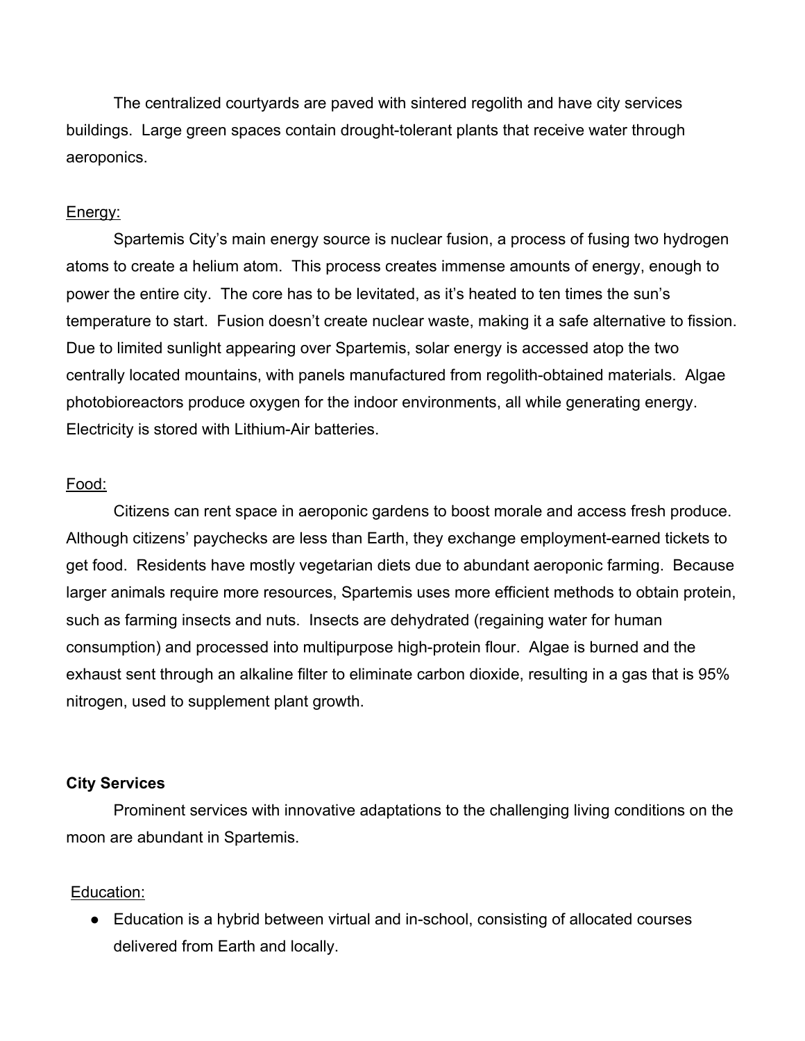The centralized courtyards are paved with sintered regolith and have city services buildings. Large green spaces contain drought-tolerant plants that receive water through aeroponics.

<u>Energy:</u>

Spartemis City's main energy source is nuclear fusion, a process of fusing two hydrogen atoms to create a helium atom. This process creates immense amounts of energy, enough to power the entire city. The core has to be levitated, as it's heated to ten times the sun's temperature to start. Fusion doesn't create nuclear waste, making it a safe alternative to fission. Due to limited sunlight appearing over Spartemis, solar energy is accessed atop the two centrally located mountains, with panels manufactured from regolith-obtained materials. Algae photobioreactors produce oxygen for the indoor environments, all while generating energy. Electricity is stored with Lithium-Air batteries.

<u>Food:</u>

Citizens can rent space in aeroponic gardens to boost morale and access fresh produce. Although citizens' paychecks are less than Earth, they exchange employment-earned tickets to get food. Residents have mostly vegetarian diets due to abundant aeroponic farming. Because larger animals require more resources, Spartemis uses more efficient methods to obtain protein, such as farming insects and nuts. Insects are dehydrated (regaining water for human consumption) and processed into multipurpose high-protein flour. Algae is burned and the exhaust sent through an alkaline filter to eliminate carbon dioxide, resulting in a gas that is 95% nitrogen, used to supplement plant growth.

**City Services**

Prominent services with innovative adaptations to the challenging living conditions on the moon are abundant in Spartemis.

<u>Education:</u>

- Education is a hybrid between virtual and in-school, consisting of allocated courses delivered from Earth and locally.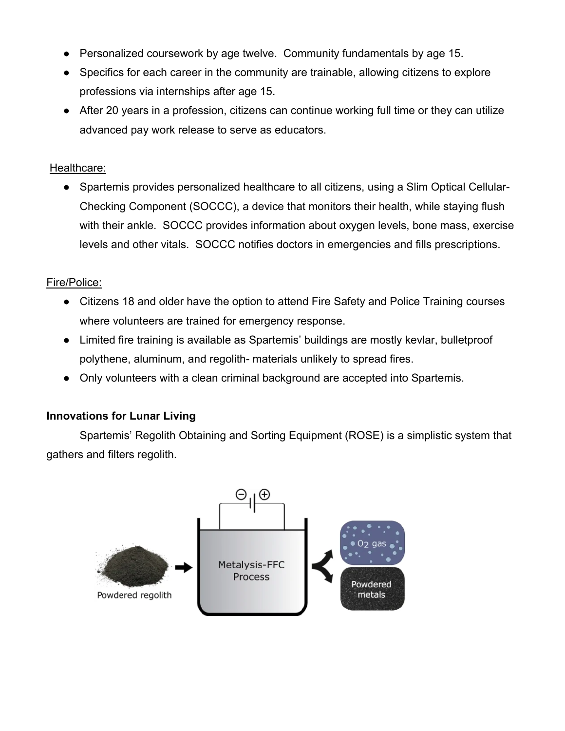- Personalized coursework by age twelve.  Community fundamentals by age 15.
- Specifics for each career in the community are trainable, allowing citizens to explore professions via internships after age 15.
- After 20 years in a profession, citizens can continue working full time or they can utilize advanced pay work release to serve as educators.

Healthcare:

- Spartemis provides personalized healthcare to all citizens, using a Slim Optical Cellular-Checking Component (SOCCC), a device that monitors their health, while staying flush with their ankle.  SOCCC provides information about oxygen levels, bone mass, exercise levels and other vitals.  SOCCC notifies doctors in emergencies and fills prescriptions.

Fire/Police:

- Citizens 18 and older have the option to attend Fire Safety and Police Training courses where volunteers are trained for emergency response.
- Limited fire training is available as Spartemis' buildings are mostly kevlar, bulletproof polythene, aluminum, and regolith- materials unlikely to spread fires.
- Only volunteers with a clean criminal background are accepted into Spartemis.

**Innovations for Lunar Living**

Spartemis' Regolith Obtaining and Sorting Equipment (ROSE) is a simplistic system that gathers and filters regolith.

Powdered regolith → Metalysis-FFC Process → $O_2$ gas / Powdered metals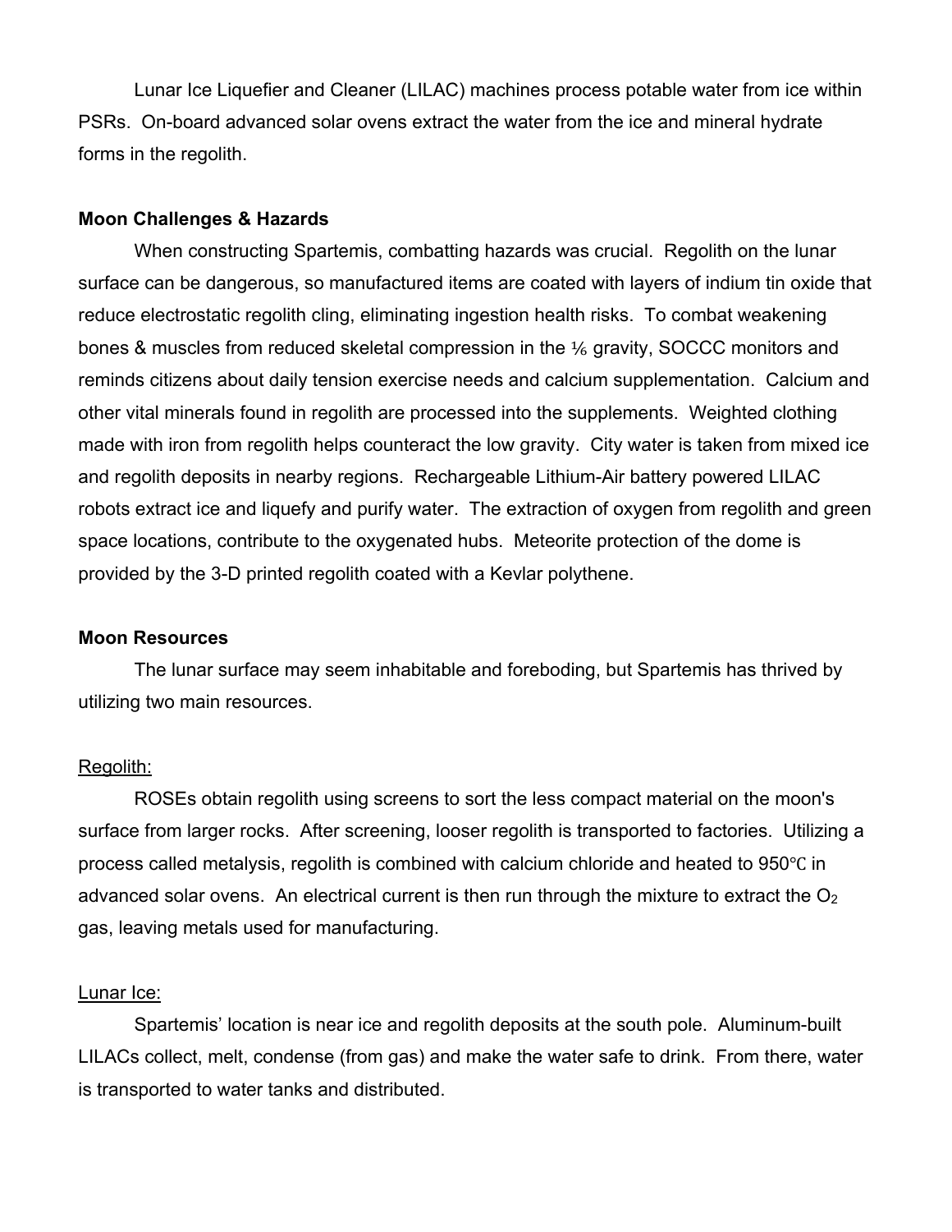Lunar Ice Liquefier and Cleaner (LILAC) machines process potable water from ice within PSRs. On-board advanced solar ovens extract the water from the ice and mineral hydrate forms in the regolith.

**Moon Challenges & Hazards**

When constructing Spartemis, combatting hazards was crucial. Regolith on the lunar surface can be dangerous, so manufactured items are coated with layers of indium tin oxide that reduce electrostatic regolith cling, eliminating ingestion health risks. To combat weakening bones & muscles from reduced skeletal compression in the ⅙ gravity, SOCCC monitors and reminds citizens about daily tension exercise needs and calcium supplementation. Calcium and other vital minerals found in regolith are processed into the supplements. Weighted clothing made with iron from regolith helps counteract the low gravity. City water is taken from mixed ice and regolith deposits in nearby regions. Rechargeable Lithium-Air battery powered LILAC robots extract ice and liquefy and purify water. The extraction of oxygen from regolith and green space locations, contribute to the oxygenated hubs. Meteorite protection of the dome is provided by the 3-D printed regolith coated with a Kevlar polythene.

**Moon Resources**

The lunar surface may seem inhabitable and foreboding, but Spartemis has thrived by utilizing two main resources.

<u>Regolith:</u>

ROSEs obtain regolith using screens to sort the less compact material on the moon's surface from larger rocks. After screening, looser regolith is transported to factories. Utilizing a process called metalysis, regolith is combined with calcium chloride and heated to 950℃ in advanced solar ovens. An electrical current is then run through the mixture to extract the $O_2$ gas, leaving metals used for manufacturing.

<u>Lunar Ice:</u>

Spartemis' location is near ice and regolith deposits at the south pole. Aluminum-built LILACs collect, melt, condense (from gas) and make the water safe to drink. From there, water is transported to water tanks and distributed.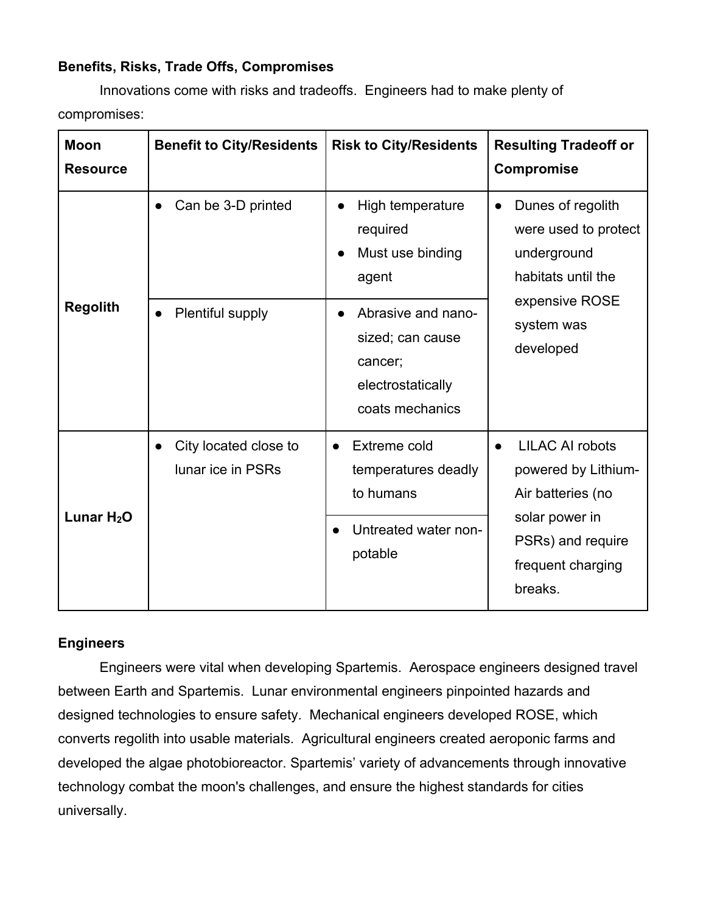**Benefits, Risks, Trade Offs, Compromises**

Innovations come with risks and tradeoffs. Engineers had to make plenty of compromises:

| Moon Resource | Benefit to City/Residents | Risk to City/Residents | Resulting Tradeoff or Compromise |
|---|---|---|---|
| Regolith | • Can be 3-D printed | • High temperature required<br>• Must use binding agent | • Dunes of regolith were used to protect underground habitats until the expensive ROSE system was developed |
| | • Plentiful supply | • Abrasive and nano-sized; can cause cancer; electrostatically coats mechanics | |
| Lunar $H_2O$ | • City located close to lunar ice in PSRs | • Extreme cold temperatures deadly to humans | • LILAC AI robots powered by Lithium-Air batteries (no solar power in PSRs) and require frequent charging breaks. |
| | | • Untreated water non-potable | |

**Engineers**

Engineers were vital when developing Spartemis. Aerospace engineers designed travel between Earth and Spartemis. Lunar environmental engineers pinpointed hazards and designed technologies to ensure safety. Mechanical engineers developed ROSE, which converts regolith into usable materials. Agricultural engineers created aeroponic farms and developed the algae photobioreactor. Spartemis' variety of advancements through innovative technology combat the moon's challenges, and ensure the highest standards for cities universally.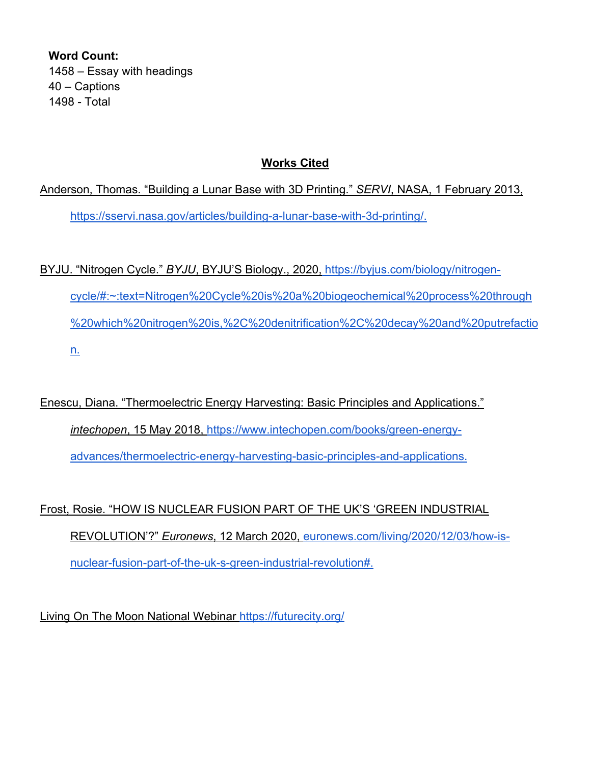**Word Count:**
1458 – Essay with headings
40 – Captions
1498 - Total

## Works Cited

Anderson, Thomas. "Building a Lunar Base with 3D Printing." *SERVI*, NASA, 1 February 2013, https://sservi.nasa.gov/articles/building-a-lunar-base-with-3d-printing/.

BYJU. "Nitrogen Cycle." *BYJU*, BYJU'S Biology., 2020, https://byjus.com/biology/nitrogen-cycle/#:~:text=Nitrogen%20Cycle%20is%20a%20biogeochemical%20process%20through%20which%20nitrogen%20is,%2C%20denitrification%2C%20decay%20and%20putrefaction.

Enescu, Diana. "Thermoelectric Energy Harvesting: Basic Principles and Applications." *intechopen*, 15 May 2018, https://www.intechopen.com/books/green-energy-advances/thermoelectric-energy-harvesting-basic-principles-and-applications.

Frost, Rosie. "HOW IS NUCLEAR FUSION PART OF THE UK'S 'GREEN INDUSTRIAL REVOLUTION'?" *Euronews*, 12 March 2020, euronews.com/living/2020/12/03/how-is-nuclear-fusion-part-of-the-uk-s-green-industrial-revolution#.

Living On The Moon National Webinar https://futurecity.org/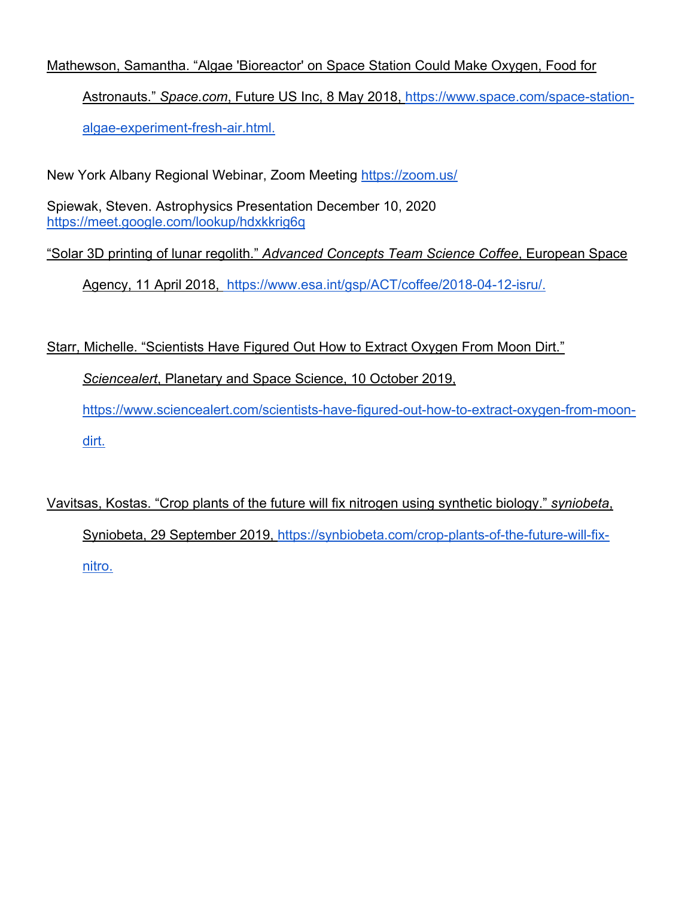Mathewson, Samantha. "Algae 'Bioreactor' on Space Station Could Make Oxygen, Food for Astronauts." *Space.com*, Future US Inc, 8 May 2018, https://www.space.com/space-station-algae-experiment-fresh-air.html.

New York Albany Regional Webinar, Zoom Meeting https://zoom.us/

Spiewak, Steven. Astrophysics Presentation December 10, 2020
https://meet.google.com/lookup/hdxkkrig6q

"Solar 3D printing of lunar regolith." *Advanced Concepts Team Science Coffee*, European Space Agency, 11 April 2018, https://www.esa.int/gsp/ACT/coffee/2018-04-12-isru/.

Starr, Michelle. "Scientists Have Figured Out How to Extract Oxygen From Moon Dirt." *Sciencealert*, Planetary and Space Science, 10 October 2019, https://www.sciencealert.com/scientists-have-figured-out-how-to-extract-oxygen-from-moon-dirt.

Vavitsas, Kostas. "Crop plants of the future will fix nitrogen using synthetic biology." *syniobeta*, Syniobeta, 29 September 2019, https://synbiobeta.com/crop-plants-of-the-future-will-fix-nitro.